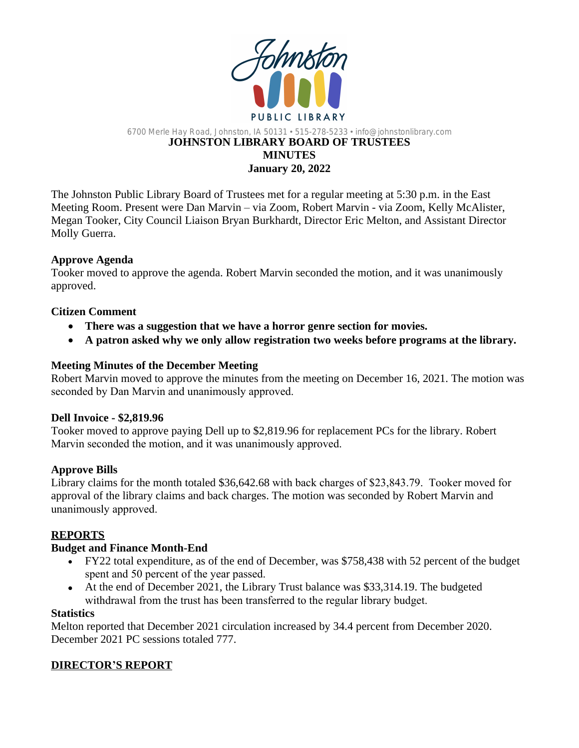Johnston PUBLIC LIBRARY

6700 Merle Hay Road, Johnston, IA 50131 • 515-278-5233 • info@johnstonlibrary.com

# JOHNSTON LIBRARY BOARD OF TRUSTEES
# MINUTES
# January 20, 2022

The Johnston Public Library Board of Trustees met for a regular meeting at 5:30 p.m. in the East Meeting Room. Present were Dan Marvin – via Zoom, Robert Marvin - via Zoom, Kelly McAlister, Megan Tooker, City Council Liaison Bryan Burkhardt, Director Eric Melton, and Assistant Director Molly Guerra.

### Approve Agenda

Tooker moved to approve the agenda. Robert Marvin seconded the motion, and it was unanimously approved.

### Citizen Comment

- **There was a suggestion that we have a horror genre section for movies.**
- **A patron asked why we only allow registration two weeks before programs at the library.**

### Meeting Minutes of the December Meeting

Robert Marvin moved to approve the minutes from the meeting on December 16, 2021. The motion was seconded by Dan Marvin and unanimously approved.

### Dell Invoice - $2,819.96

Tooker moved to approve paying Dell up to $2,819.96 for replacement PCs for the library. Robert Marvin seconded the motion, and it was unanimously approved.

### Approve Bills

Library claims for the month totaled $36,642.68 with back charges of $23,843.79. Tooker moved for approval of the library claims and back charges. The motion was seconded by Robert Marvin and unanimously approved.

## REPORTS

### Budget and Finance Month-End

- FY22 total expenditure, as of the end of December, was $758,438 with 52 percent of the budget spent and 50 percent of the year passed.
- At the end of December 2021, the Library Trust balance was $33,314.19. The budgeted withdrawal from the trust has been transferred to the regular library budget.

### Statistics

Melton reported that December 2021 circulation increased by 34.4 percent from December 2020. December 2021 PC sessions totaled 777.

## DIRECTOR'S REPORT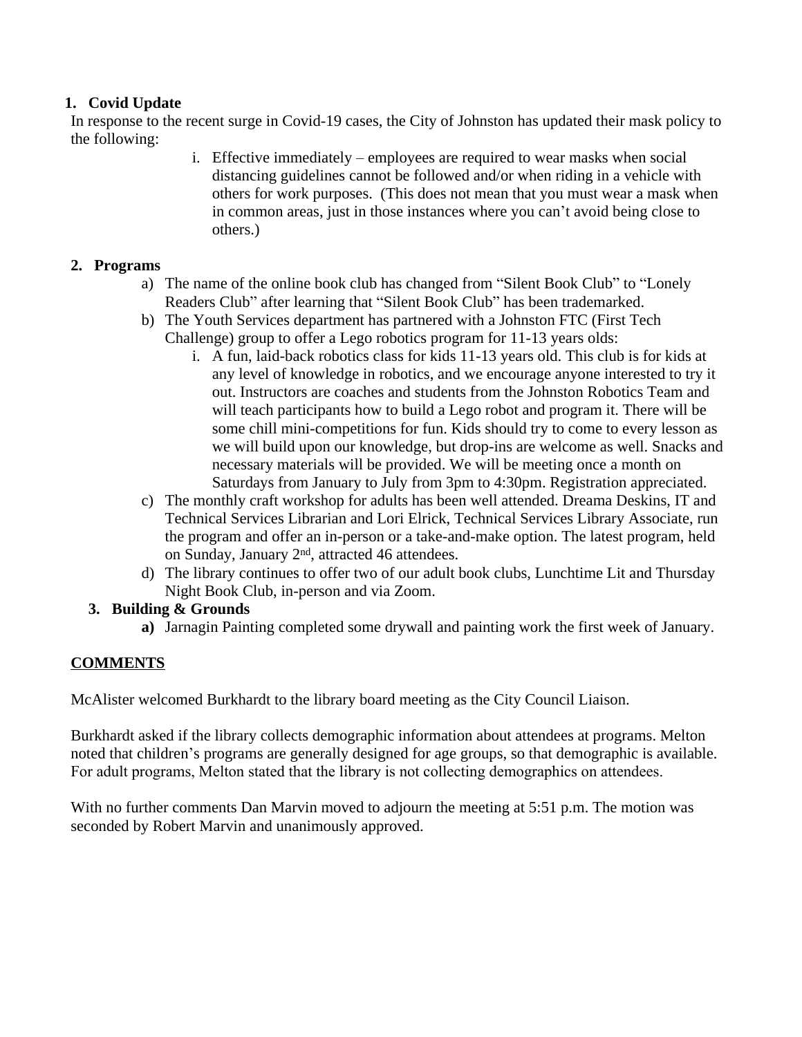1. **Covid Update**

In response to the recent surge in Covid-19 cases, the City of Johnston has updated their mask policy to the following:

   i. Effective immediately – employees are required to wear masks when social distancing guidelines cannot be followed and/or when riding in a vehicle with others for work purposes. (This does not mean that you must wear a mask when in common areas, just in those instances where you can't avoid being close to others.)

2. **Programs**
   a) The name of the online book club has changed from "Silent Book Club" to "Lonely Readers Club" after learning that "Silent Book Club" has been trademarked.
   b) The Youth Services department has partnered with a Johnston FTC (First Tech Challenge) group to offer a Lego robotics program for 11-13 years olds:
      i. A fun, laid-back robotics class for kids 11-13 years old. This club is for kids at any level of knowledge in robotics, and we encourage anyone interested to try it out. Instructors are coaches and students from the Johnston Robotics Team and will teach participants how to build a Lego robot and program it. There will be some chill mini-competitions for fun. Kids should try to come to every lesson as we will build upon our knowledge, but drop-ins are welcome as well. Snacks and necessary materials will be provided. We will be meeting once a month on Saturdays from January to July from 3pm to 4:30pm. Registration appreciated.
   c) The monthly craft workshop for adults has been well attended. Dreama Deskins, IT and Technical Services Librarian and Lori Elrick, Technical Services Library Associate, run the program and offer an in-person or a take-and-make option. The latest program, held on Sunday, January 2nd, attracted 46 attendees.
   d) The library continues to offer two of our adult book clubs, Lunchtime Lit and Thursday Night Book Club, in-person and via Zoom.

3. **Building & Grounds**
   **a)** Jarnagin Painting completed some drywall and painting work the first week of January.

**COMMENTS**

McAlister welcomed Burkhardt to the library board meeting as the City Council Liaison.

Burkhardt asked if the library collects demographic information about attendees at programs. Melton noted that children's programs are generally designed for age groups, so that demographic is available. For adult programs, Melton stated that the library is not collecting demographics on attendees.

With no further comments Dan Marvin moved to adjourn the meeting at 5:51 p.m. The motion was seconded by Robert Marvin and unanimously approved.